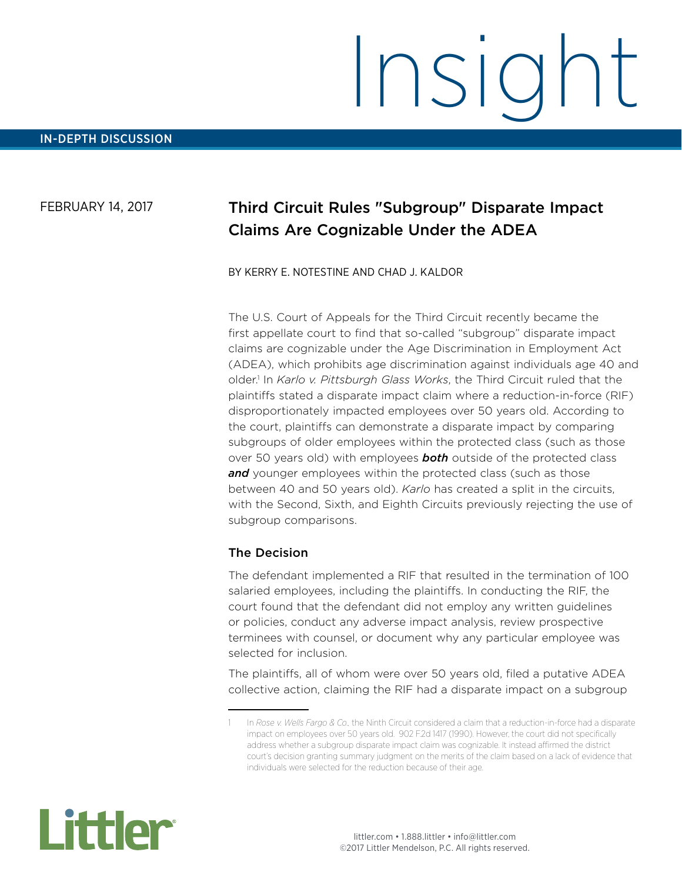Insight

IN-DEPTH DISCUSSION

FEBRUARY 14, 2017

# Third Circuit Rules "Subgroup" Disparate Impact Claims Are Cognizable Under the ADEA

BY KERRY E. NOTESTINE AND CHAD J. KALDOR

The U.S. Court of Appeals for the Third Circuit recently became the first appellate court to find that so-called "subgroup" disparate impact claims are cognizable under the Age Discrimination in Employment Act (ADEA), which prohibits age discrimination against individuals age 40 and older.[1] In *Karlo v. Pittsburgh Glass Works*, the Third Circuit ruled that the plaintiffs stated a disparate impact claim where a reduction-in-force (RIF) disproportionately impacted employees over 50 years old. According to the court, plaintiffs can demonstrate a disparate impact by comparing subgroups of older employees within the protected class (such as those over 50 years old) with employees ***both*** outside of the protected class ***and*** younger employees within the protected class (such as those between 40 and 50 years old). *Karlo* has created a split in the circuits, with the Second, Sixth, and Eighth Circuits previously rejecting the use of subgroup comparisons.

## The Decision

The defendant implemented a RIF that resulted in the termination of 100 salaried employees, including the plaintiffs. In conducting the RIF, the court found that the defendant did not employ any written guidelines or policies, conduct any adverse impact analysis, review prospective terminees with counsel, or document why any particular employee was selected for inclusion.

The plaintiffs, all of whom were over 50 years old, filed a putative ADEA collective action, claiming the RIF had a disparate impact on a subgroup

---

1 In *Rose v. Wells Fargo & Co.*, the Ninth Circuit considered a claim that a reduction-in-force had a disparate impact on employees over 50 years old. 902 F.2d 1417 (1990). However, the court did not specifically address whether a subgroup disparate impact claim was cognizable. It instead affirmed the district court's decision granting summary judgment on the merits of the claim based on a lack of evidence that individuals were selected for the reduction because of their age.

Littler

littler.com • 1.888.littler • info@littler.com
©2017 Littler Mendelson, P.C. All rights reserved.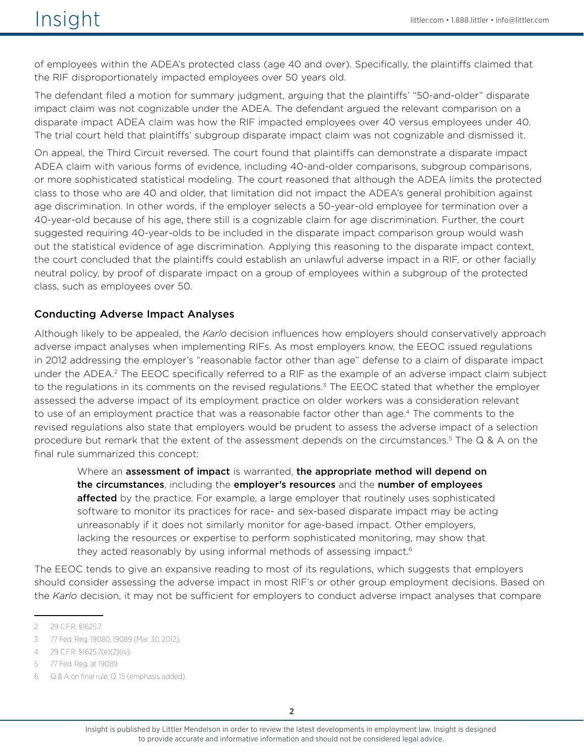of employees within the ADEA's protected class (age 40 and over). Specifically, the plaintiffs claimed that the RIF disproportionately impacted employees over 50 years old.

The defendant filed a motion for summary judgment, arguing that the plaintiffs' "50-and-older" disparate impact claim was not cognizable under the ADEA. The defendant argued the relevant comparison on a disparate impact ADEA claim was how the RIF impacted employees over 40 versus employees under 40. The trial court held that plaintiffs' subgroup disparate impact claim was not cognizable and dismissed it.

On appeal, the Third Circuit reversed. The court found that plaintiffs can demonstrate a disparate impact ADEA claim with various forms of evidence, including 40-and-older comparisons, subgroup comparisons, or more sophisticated statistical modeling. The court reasoned that although the ADEA limits the protected class to those who are 40 and older, that limitation did not impact the ADEA's general prohibition against age discrimination. In other words, if the employer selects a 50-year-old employee for termination over a 40-year-old because of his age, there still is a cognizable claim for age discrimination. Further, the court suggested requiring 40-year-olds to be included in the disparate impact comparison group would wash out the statistical evidence of age discrimination. Applying this reasoning to the disparate impact context, the court concluded that the plaintiffs could establish an unlawful adverse impact in a RIF, or other facially neutral policy, by proof of disparate impact on a group of employees within a subgroup of the protected class, such as employees over 50.

## Conducting Adverse Impact Analyses

Although likely to be appealed, the *Karlo* decision influences how employers should conservatively approach adverse impact analyses when implementing RIFs. As most employers know, the EEOC issued regulations in 2012 addressing the employer's "reasonable factor other than age" defense to a claim of disparate impact under the ADEA.[2] The EEOC specifically referred to a RIF as the example of an adverse impact claim subject to the regulations in its comments on the revised regulations.[3] The EEOC stated that whether the employer assessed the adverse impact of its employment practice on older workers was a consideration relevant to use of an employment practice that was a reasonable factor other than age.[4] The comments to the revised regulations also state that employers would be prudent to assess the adverse impact of a selection procedure but remark that the extent of the assessment depends on the circumstances.[5] The Q & A on the final rule summarized this concept:

> Where an **assessment of impact** is warranted, **the appropriate method will depend on the circumstances**, including the **employer's resources** and the **number of employees affected** by the practice. For example, a large employer that routinely uses sophisticated software to monitor its practices for race- and sex-based disparate impact may be acting unreasonably if it does not similarly monitor for age-based impact. Other employers, lacking the resources or expertise to perform sophisticated monitoring, may show that they acted reasonably by using informal methods of assessing impact.[6]

The EEOC tends to give an expansive reading to most of its regulations, which suggests that employers should consider assessing the adverse impact in most RIF's or other group employment decisions. Based on the *Karlo* decision, it may not be sufficient for employers to conduct adverse impact analyses that compare

---

2 29 C.F.R. §1625.7.

3 77 Fed. Reg. 19080, 19089 (Mar. 30, 2012).

4 29 C.F.R. §1625.7(e)(2)(iv).

5 77 Fed. Reg. at 19089.

6 Q & A on final rule, Q. 15 (emphasis added).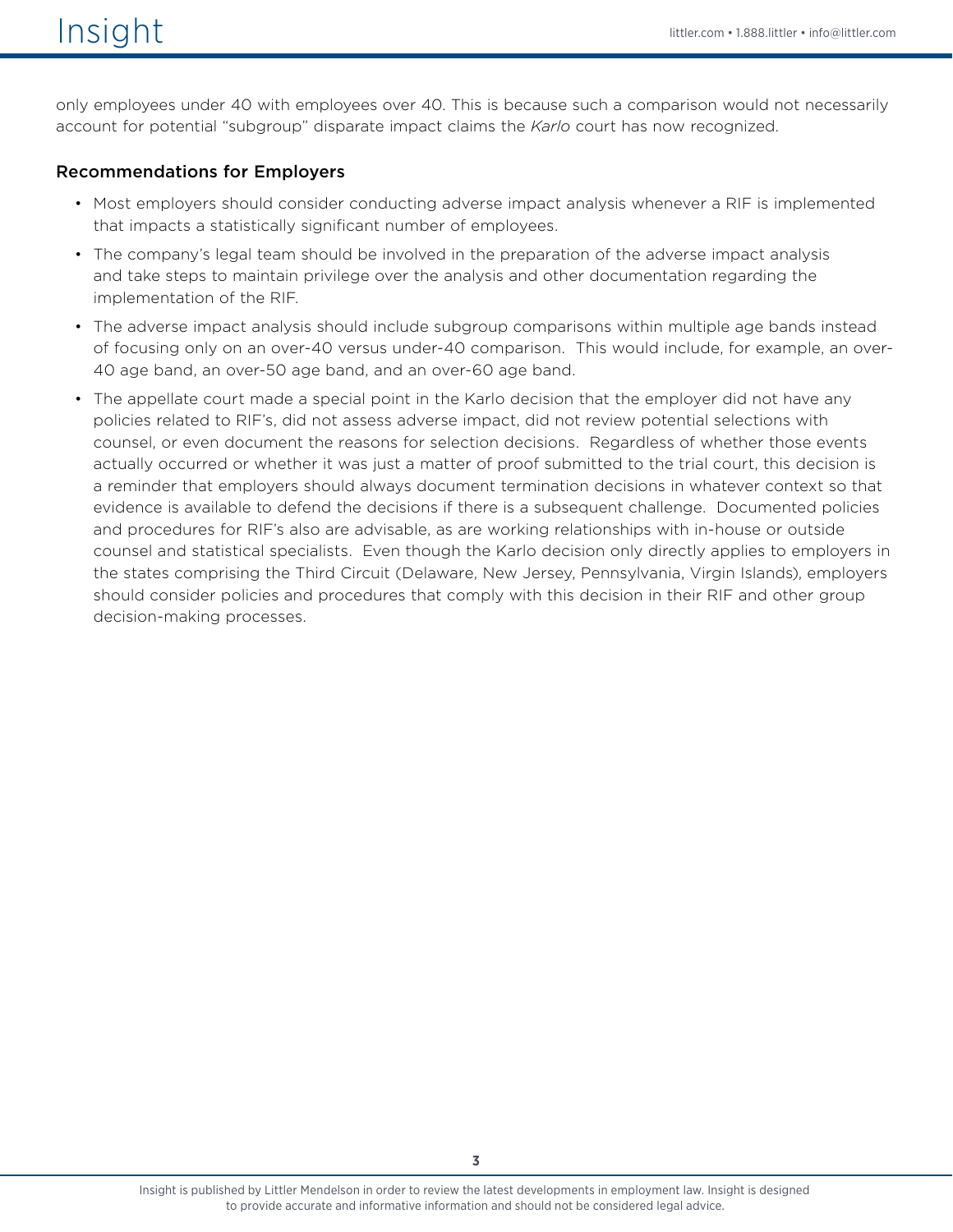only employees under 40 with employees over 40. This is because such a comparison would not necessarily account for potential "subgroup" disparate impact claims the *Karlo* court has now recognized.

### Recommendations for Employers

- Most employers should consider conducting adverse impact analysis whenever a RIF is implemented that impacts a statistically significant number of employees.
- The company's legal team should be involved in the preparation of the adverse impact analysis and take steps to maintain privilege over the analysis and other documentation regarding the implementation of the RIF.
- The adverse impact analysis should include subgroup comparisons within multiple age bands instead of focusing only on an over-40 versus under-40 comparison. This would include, for example, an over-40 age band, an over-50 age band, and an over-60 age band.
- The appellate court made a special point in the Karlo decision that the employer did not have any policies related to RIF's, did not assess adverse impact, did not review potential selections with counsel, or even document the reasons for selection decisions. Regardless of whether those events actually occurred or whether it was just a matter of proof submitted to the trial court, this decision is a reminder that employers should always document termination decisions in whatever context so that evidence is available to defend the decisions if there is a subsequent challenge. Documented policies and procedures for RIF's also are advisable, as are working relationships with in-house or outside counsel and statistical specialists. Even though the Karlo decision only directly applies to employers in the states comprising the Third Circuit (Delaware, New Jersey, Pennsylvania, Virgin Islands), employers should consider policies and procedures that comply with this decision in their RIF and other group decision-making processes.